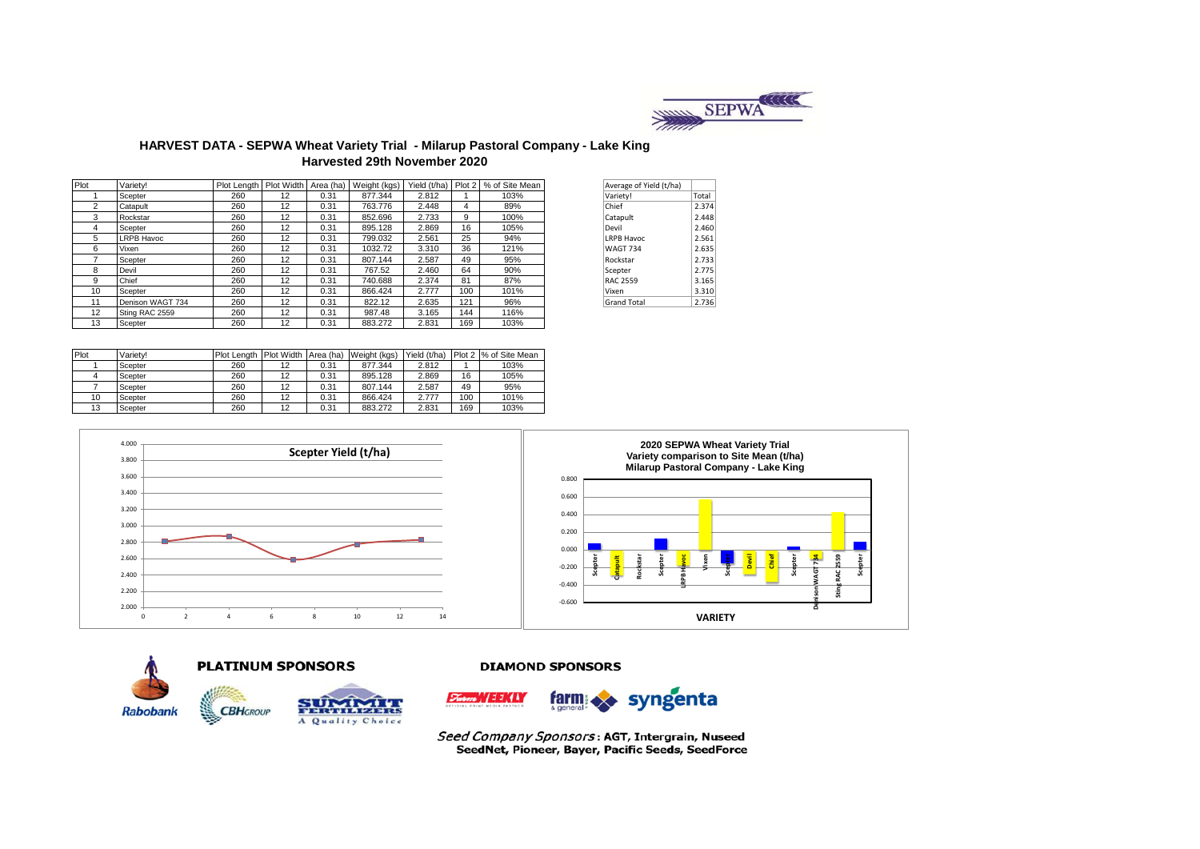# HARVEST DATA - SEPWA Wheat Variety Trial - Milarup Pastoral Company - Lake King

## Harvested 29th November 2020

| Plot | Variety! | Plot Length | Plot Width | Area (ha) | Weight (kgs) | Yield (t/ha) | Plot 2 | % of Site Mean |
|---|---|---|---|---|---|---|---|---|
| 1 | Scepter | 260 | 12 | 0.31 | 877.344 | 2.812 | 1 | 103% |
| 2 | Catapult | 260 | 12 | 0.31 | 763.776 | 2.448 | 4 | 89% |
| 3 | Rockstar | 260 | 12 | 0.31 | 852.696 | 2.733 | 9 | 100% |
| 4 | Scepter | 260 | 12 | 0.31 | 895.128 | 2.869 | 16 | 105% |
| 5 | LRPB Havoc | 260 | 12 | 0.31 | 799.032 | 2.561 | 25 | 94% |
| 6 | Vixen | 260 | 12 | 0.31 | 1032.72 | 3.310 | 36 | 121% |
| 7 | Scepter | 260 | 12 | 0.31 | 807.144 | 2.587 | 49 | 95% |
| 8 | Devil | 260 | 12 | 0.31 | 767.52 | 2.460 | 64 | 90% |
| 9 | Chief | 260 | 12 | 0.31 | 740.688 | 2.374 | 81 | 87% |
| 10 | Scepter | 260 | 12 | 0.31 | 866.424 | 2.777 | 100 | 101% |
| 11 | Denison WAGT 734 | 260 | 12 | 0.31 | 822.12 | 2.635 | 121 | 96% |
| 12 | Sting RAC 2559 | 260 | 12 | 0.31 | 987.48 | 3.165 | 144 | 116% |
| 13 | Scepter | 260 | 12 | 0.31 | 883.272 | 2.831 | 169 | 103% |

| Average of Yield (t/ha) | |
|---|---|
| Variety! | Total |
| Chief | 2.374 |
| Catapult | 2.448 |
| Devil | 2.460 |
| LRPB Havoc | 2.561 |
| WAGT 734 | 2.635 |
| Rockstar | 2.733 |
| Scepter | 2.775 |
| RAC 2559 | 3.165 |
| Vixen | 3.310 |
| Grand Total | 2.736 |

| Plot | Variety! | Plot Length | Plot Width | Area (ha) | Weight (kgs) | Yield (t/ha) | Plot 2 | % of Site Mean |
|---|---|---|---|---|---|---|---|---|
| 1 | Scepter | 260 | 12 | 0.31 | 877.344 | 2.812 | 1 | 103% |
| 4 | Scepter | 260 | 12 | 0.31 | 895.128 | 2.869 | 16 | 105% |
| 7 | Scepter | 260 | 12 | 0.31 | 807.144 | 2.587 | 49 | 95% |
| 10 | Scepter | 260 | 12 | 0.31 | 866.424 | 2.777 | 100 | 101% |
| 13 | Scepter | 260 | 12 | 0.31 | 883.272 | 2.831 | 169 | 103% |

**Scepter Yield (t/ha)**

**2020 SEPWA Wheat Variety Trial**
**Variety comparison to Site Mean (t/ha)**
**Milarup Pastoral Company - Lake King**

**PLATINUM SPONSORS**

**DIAMOND SPONSORS**

*Seed Company Sponsors*: **AGT, Intergrain, Nuseed SeedNet, Pioneer, Bayer, Pacific Seeds, SeedForce**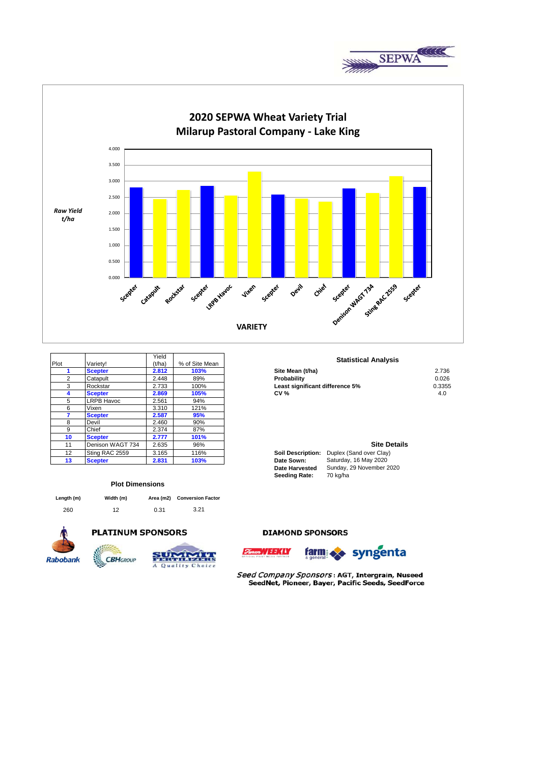# 2020 SEPWA Wheat Variety Trial
## Milarup Pastoral Company - Lake King

*Raw Yield t/ha*

VARIETY

| Plot | Variety! | Yield (t/ha) | % of Site Mean |
|---|---|---|---|
| **1** | **Scepter** | **2.812** | **103%** |
| 2 | Catapult | 2.448 | 89% |
| 3 | Rockstar | 2.733 | 100% |
| **4** | **Scepter** | **2.869** | **105%** |
| 5 | LRPB Havoc | 2.561 | 94% |
| 6 | Vixen | 3.310 | 121% |
| **7** | **Scepter** | **2.587** | **95%** |
| 8 | Devil | 2.460 | 90% |
| 9 | Chief | 2.374 | 87% |
| **10** | **Scepter** | **2.777** | **101%** |
| 11 | Denison WAGT 734 | 2.635 | 96% |
| 12 | Sting RAC 2559 | 3.165 | 116% |
| **13** | **Scepter** | **2.831** | **103%** |

### Statistical Analysis

| | |
|---|---|
| **Site Mean (t/ha)** | 2.736 |
| **Probability** | 0.026 |
| **Least significant difference 5%** | 0.3355 |
| **CV %** | 4.0 |

### Plot Dimensions

| Length (m) | Width (m) | Area (m2) | Conversion Factor |
|---|---|---|---|
| 260 | 12 | 0.31 | 3.21 |

### Site Details

**Soil Description:** Duplex (Sand over Clay)
**Date Sown:** Saturday, 16 May 2020
**Date Harvested** Sunday, 29 November 2020
**Seeding Rate:** 70 kg/ha

**PLATINUM SPONSORS**

Rabobank, CBH Group, Summit Fertilizers – A Quality Choice

**DIAMOND SPONSORS**

Farm Weekly, farm & general, syngenta

*Seed Company Sponsors* : **AGT, Intergrain, Nuseed SeedNet, Pioneer, Bayer, Pacific Seeds, SeedForce**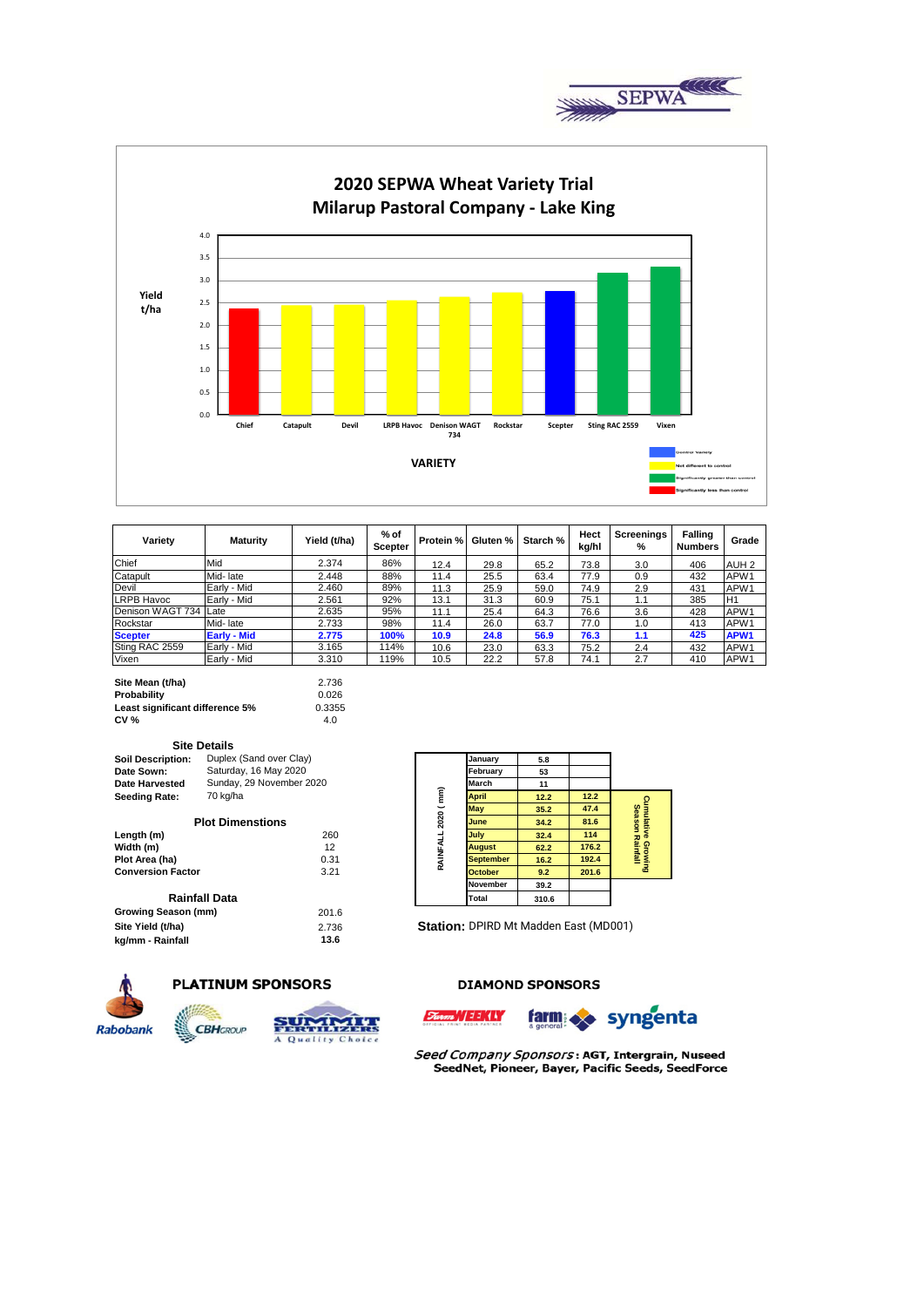SEPWA

## 2020 SEPWA Wheat Variety Trial
## Milarup Pastoral Company - Lake King

Yield t/ha

4.0
3.5
3.0
2.5
2.0
1.5
1.0
0.5
0.0

Chief
Catapult
Devil
LRPB Havoc
Denison WAGT 734
Rockstar
Scepter
Sting RAC 2559
Vixen

VARIETY

Control Variety
Not different to control
Significantly greater than control
Significantly less than control

| Variety | Maturity | Yield (t/ha) | % of Scepter | Protein % | Gluten % | Starch % | Hect kg/hl | Screenings % | Falling Numbers | Grade |
|---|---|---|---|---|---|---|---|---|---|---|
| Chief | Mid | 2.374 | 86% | 12.4 | 29.8 | 65.2 | 73.8 | 3.0 | 406 | AUH 2 |
| Catapult | Mid- late | 2.448 | 88% | 11.4 | 25.5 | 63.4 | 77.9 | 0.9 | 432 | APW1 |
| Devil | Early - Mid | 2.460 | 89% | 11.3 | 25.9 | 59.0 | 74.9 | 2.9 | 431 | APW1 |
| LRPB Havoc | Early - Mid | 2.561 | 92% | 13.1 | 31.3 | 60.9 | 75.1 | 1.1 | 385 | H1 |
| Denison WAGT 734 | Late | 2.635 | 95% | 11.1 | 25.4 | 64.3 | 76.6 | 3.6 | 428 | APW1 |
| Rockstar | Mid- late | 2.733 | 98% | 11.4 | 26.0 | 63.7 | 77.0 | 1.0 | 413 | APW1 |
| **Scepter** | **Early - Mid** | **2.775** | **100%** | **10.9** | **24.8** | **56.9** | **76.3** | **1.1** | **425** | **APW1** |
| Sting RAC 2559 | Early - Mid | 3.165 | 114% | 10.6 | 23.0 | 63.3 | 75.2 | 2.4 | 432 | APW1 |
| Vixen | Early - Mid | 3.310 | 119% | 10.5 | 22.2 | 57.8 | 74.1 | 2.7 | 410 | APW1 |

| | |
|---|---|
| **Site Mean (t/ha)** | 2.736 |
| **Probability** | 0.026 |
| **Least significant difference 5%** | 0.3355 |
| **CV %** | 4.0 |

### Site Details

| | |
|---|---|
| **Soil Description:** | Duplex (Sand over Clay) |
| **Date Sown:** | Saturday, 16 May 2020 |
| **Date Harvested** | Sunday, 29 November 2020 |
| **Seeding Rate:** | 70 kg/ha |

### Plot Dimenstions

| | |
|---|---|
| **Length (m)** | 260 |
| **Width (m)** | 12 |
| **Plot Area (ha)** | 0.31 |
| **Conversion Factor** | 3.21 |

### Rainfall Data

| | |
|---|---|
| **Growing Season (mm)** | 201.6 |
| **Site Yield (t/ha)** | 2.736 |
| **kg/mm - Rainfall** | **13.6** |

RAINFALL 2020 ( mm)

| Month | Rainfall | Cumulative Growing Season Rainfall |
|---|---|---|
| January | 5.8 | |
| February | 53 | |
| March | 11 | |
| April | 12.2 | 12.2 |
| May | 35.2 | 47.4 |
| June | 34.2 | 81.6 |
| July | 32.4 | 114 |
| August | 62.2 | 176.2 |
| September | 16.2 | 192.4 |
| October | 9.2 | 201.6 |
| November | 39.2 | |
| Total | 310.6 | |

**Station:** DPIRD Mt Madden East (MD001)

**PLATINUM SPONSORS**

Rabobank, CBH GROUP, SUMMIT FERTILIZERS A Quality Choice

**DIAMOND SPONSORS**

Farm WEEKLY, farm & general, syngenta

*Seed Company Sponsors*: **AGT, Intergrain, Nuseed SeedNet, Pioneer, Bayer, Pacific Seeds, SeedForce**